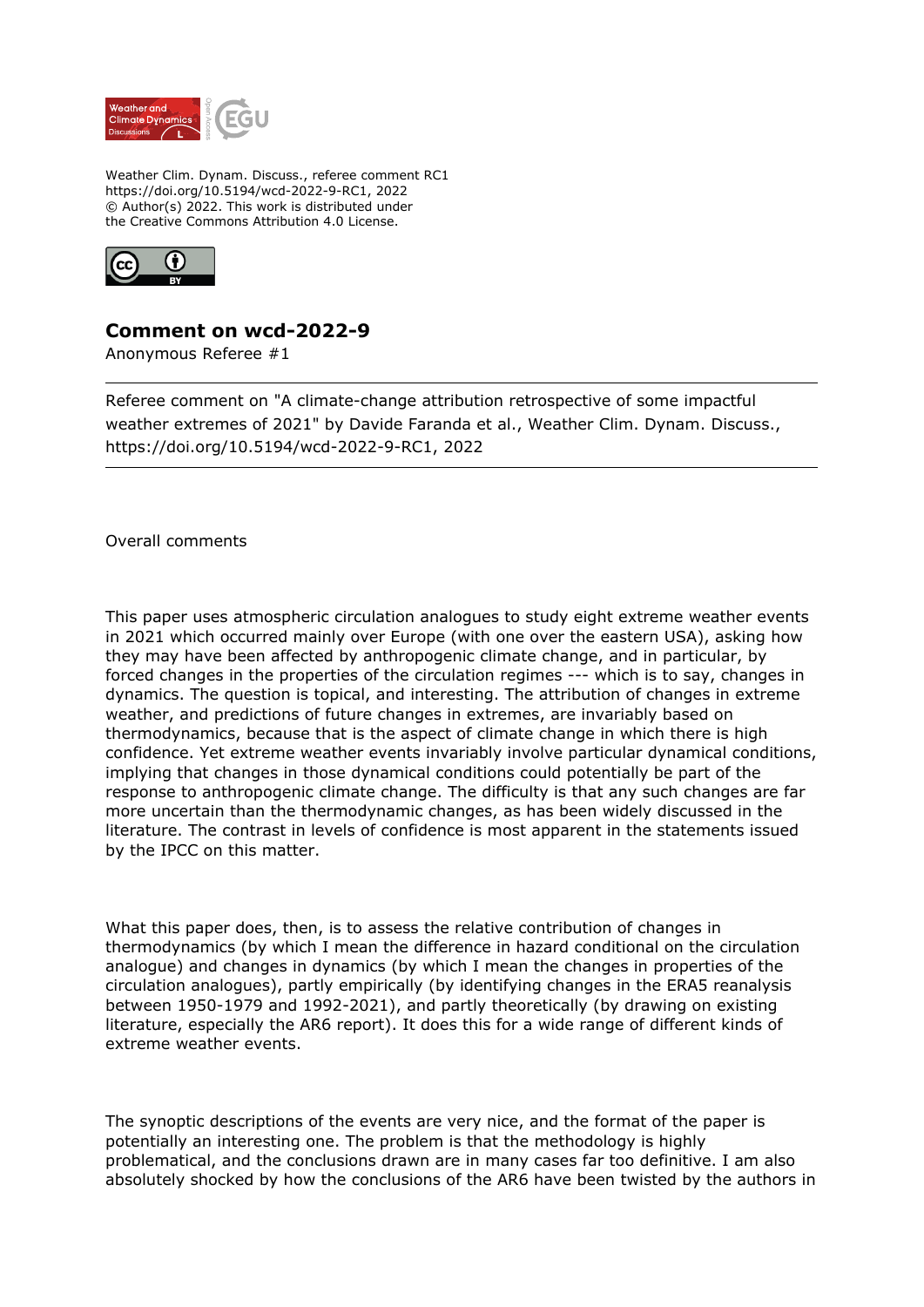Weather Clim. Dynam. Discuss., referee comment RC1
https://doi.org/10.5194/wcd-2022-9-RC1, 2022
© Author(s) 2022. This work is distributed under
the Creative Commons Attribution 4.0 License.

## Comment on wcd-2022-9

Anonymous Referee #1

---

Referee comment on "A climate-change attribution retrospective of some impactful weather extremes of 2021" by Davide Faranda et al., Weather Clim. Dynam. Discuss., https://doi.org/10.5194/wcd-2022-9-RC1, 2022

---

Overall comments

This paper uses atmospheric circulation analogues to study eight extreme weather events in 2021 which occurred mainly over Europe (with one over the eastern USA), asking how they may have been affected by anthropogenic climate change, and in particular, by forced changes in the properties of the circulation regimes --- which is to say, changes in dynamics. The question is topical, and interesting. The attribution of changes in extreme weather, and predictions of future changes in extremes, are invariably based on thermodynamics, because that is the aspect of climate change in which there is high confidence. Yet extreme weather events invariably involve particular dynamical conditions, implying that changes in those dynamical conditions could potentially be part of the response to anthropogenic climate change. The difficulty is that any such changes are far more uncertain than the thermodynamic changes, as has been widely discussed in the literature. The contrast in levels of confidence is most apparent in the statements issued by the IPCC on this matter.

What this paper does, then, is to assess the relative contribution of changes in thermodynamics (by which I mean the difference in hazard conditional on the circulation analogue) and changes in dynamics (by which I mean the changes in properties of the circulation analogues), partly empirically (by identifying changes in the ERA5 reanalysis between 1950-1979 and 1992-2021), and partly theoretically (by drawing on existing literature, especially the AR6 report). It does this for a wide range of different kinds of extreme weather events.

The synoptic descriptions of the events are very nice, and the format of the paper is potentially an interesting one. The problem is that the methodology is highly problematical, and the conclusions drawn are in many cases far too definitive. I am also absolutely shocked by how the conclusions of the AR6 have been twisted by the authors in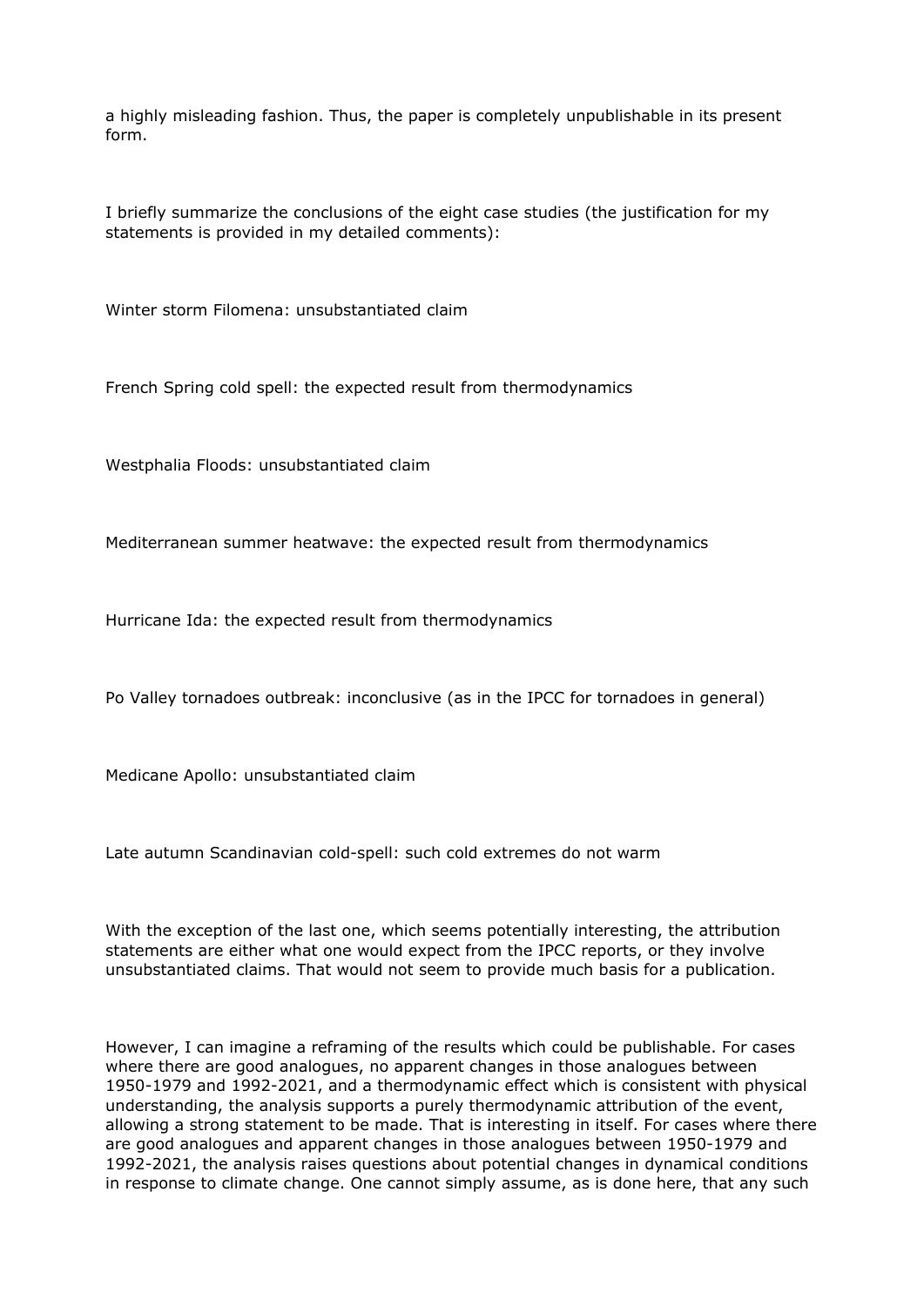a highly misleading fashion. Thus, the paper is completely unpublishable in its present form.

I briefly summarize the conclusions of the eight case studies (the justification for my statements is provided in my detailed comments):

Winter storm Filomena: unsubstantiated claim

French Spring cold spell: the expected result from thermodynamics

Westphalia Floods: unsubstantiated claim

Mediterranean summer heatwave: the expected result from thermodynamics

Hurricane Ida: the expected result from thermodynamics

Po Valley tornadoes outbreak: inconclusive (as in the IPCC for tornadoes in general)

Medicane Apollo: unsubstantiated claim

Late autumn Scandinavian cold-spell: such cold extremes do not warm

With the exception of the last one, which seems potentially interesting, the attribution statements are either what one would expect from the IPCC reports, or they involve unsubstantiated claims. That would not seem to provide much basis for a publication.

However, I can imagine a reframing of the results which could be publishable. For cases where there are good analogues, no apparent changes in those analogues between 1950-1979 and 1992-2021, and a thermodynamic effect which is consistent with physical understanding, the analysis supports a purely thermodynamic attribution of the event, allowing a strong statement to be made. That is interesting in itself. For cases where there are good analogues and apparent changes in those analogues between 1950-1979 and 1992-2021, the analysis raises questions about potential changes in dynamical conditions in response to climate change. One cannot simply assume, as is done here, that any such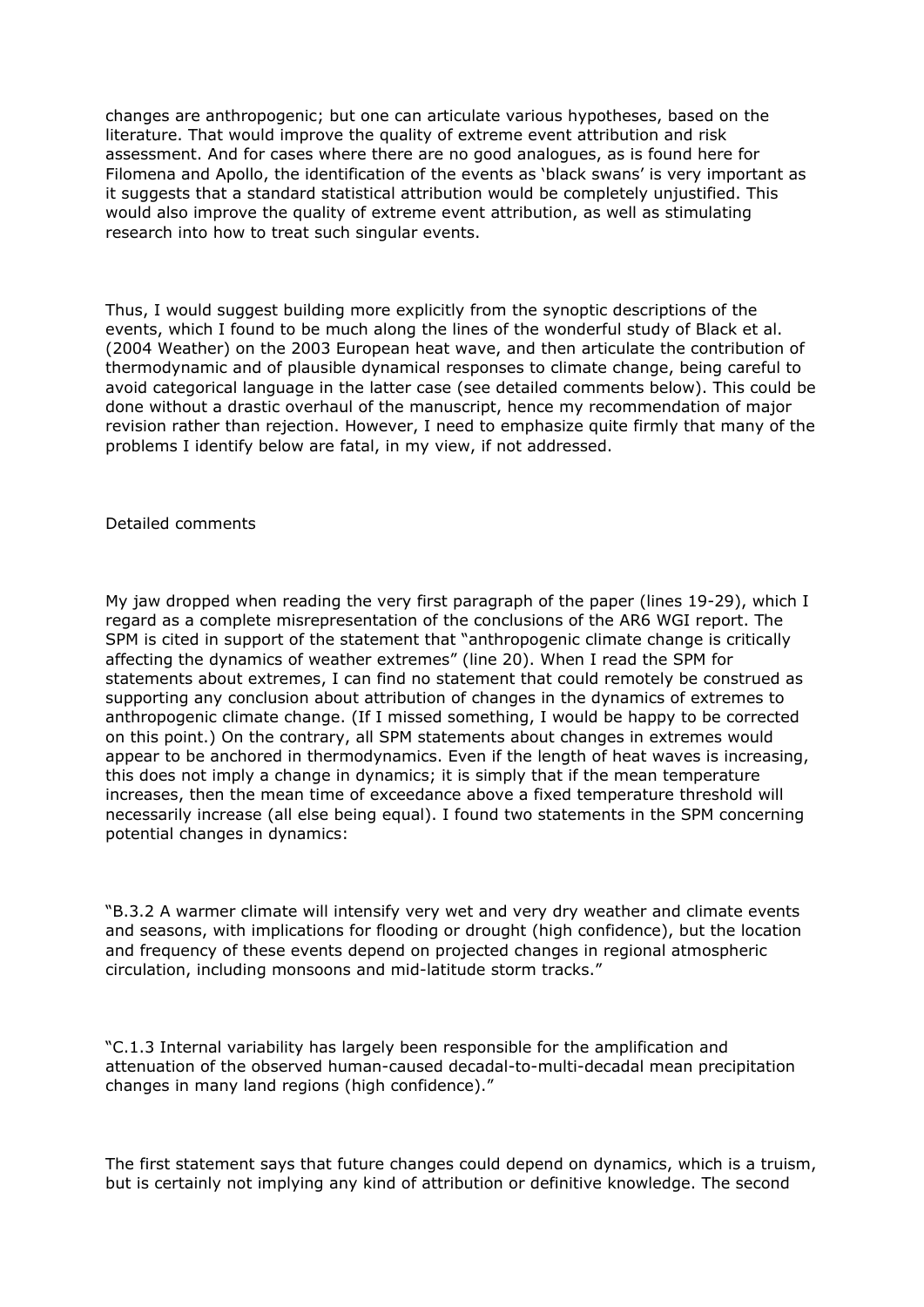changes are anthropogenic; but one can articulate various hypotheses, based on the literature. That would improve the quality of extreme event attribution and risk assessment. And for cases where there are no good analogues, as is found here for Filomena and Apollo, the identification of the events as 'black swans' is very important as it suggests that a standard statistical attribution would be completely unjustified. This would also improve the quality of extreme event attribution, as well as stimulating research into how to treat such singular events.

Thus, I would suggest building more explicitly from the synoptic descriptions of the events, which I found to be much along the lines of the wonderful study of Black et al. (2004 Weather) on the 2003 European heat wave, and then articulate the contribution of thermodynamic and of plausible dynamical responses to climate change, being careful to avoid categorical language in the latter case (see detailed comments below). This could be done without a drastic overhaul of the manuscript, hence my recommendation of major revision rather than rejection. However, I need to emphasize quite firmly that many of the problems I identify below are fatal, in my view, if not addressed.

Detailed comments

My jaw dropped when reading the very first paragraph of the paper (lines 19-29), which I regard as a complete misrepresentation of the conclusions of the AR6 WGI report. The SPM is cited in support of the statement that "anthropogenic climate change is critically affecting the dynamics of weather extremes" (line 20). When I read the SPM for statements about extremes, I can find no statement that could remotely be construed as supporting any conclusion about attribution of changes in the dynamics of extremes to anthropogenic climate change. (If I missed something, I would be happy to be corrected on this point.) On the contrary, all SPM statements about changes in extremes would appear to be anchored in thermodynamics. Even if the length of heat waves is increasing, this does not imply a change in dynamics; it is simply that if the mean temperature increases, then the mean time of exceedance above a fixed temperature threshold will necessarily increase (all else being equal). I found two statements in the SPM concerning potential changes in dynamics:

"B.3.2 A warmer climate will intensify very wet and very dry weather and climate events and seasons, with implications for flooding or drought (high confidence), but the location and frequency of these events depend on projected changes in regional atmospheric circulation, including monsoons and mid-latitude storm tracks."

"C.1.3 Internal variability has largely been responsible for the amplification and attenuation of the observed human-caused decadal-to-multi-decadal mean precipitation changes in many land regions (high confidence)."

The first statement says that future changes could depend on dynamics, which is a truism, but is certainly not implying any kind of attribution or definitive knowledge. The second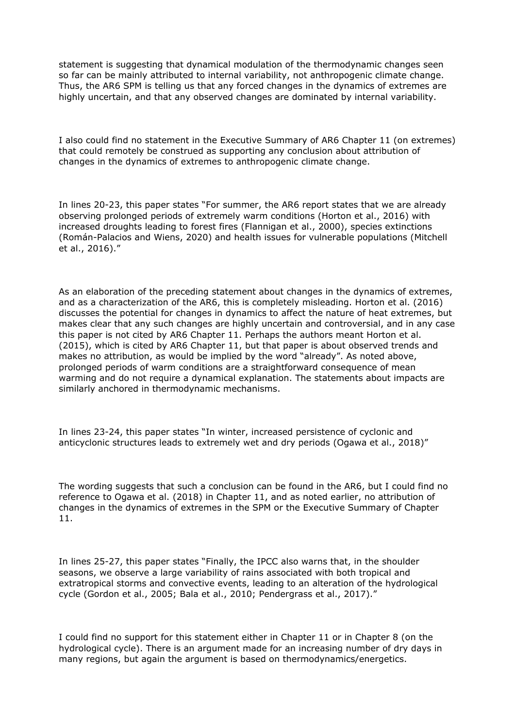statement is suggesting that dynamical modulation of the thermodynamic changes seen so far can be mainly attributed to internal variability, not anthropogenic climate change. Thus, the AR6 SPM is telling us that any forced changes in the dynamics of extremes are highly uncertain, and that any observed changes are dominated by internal variability.

I also could find no statement in the Executive Summary of AR6 Chapter 11 (on extremes) that could remotely be construed as supporting any conclusion about attribution of changes in the dynamics of extremes to anthropogenic climate change.

In lines 20-23, this paper states "For summer, the AR6 report states that we are already observing prolonged periods of extremely warm conditions (Horton et al., 2016) with increased droughts leading to forest fires (Flannigan et al., 2000), species extinctions (Román-Palacios and Wiens, 2020) and health issues for vulnerable populations (Mitchell et al., 2016)."

As an elaboration of the preceding statement about changes in the dynamics of extremes, and as a characterization of the AR6, this is completely misleading. Horton et al. (2016) discusses the potential for changes in dynamics to affect the nature of heat extremes, but makes clear that any such changes are highly uncertain and controversial, and in any case this paper is not cited by AR6 Chapter 11. Perhaps the authors meant Horton et al. (2015), which is cited by AR6 Chapter 11, but that paper is about observed trends and makes no attribution, as would be implied by the word "already". As noted above, prolonged periods of warm conditions are a straightforward consequence of mean warming and do not require a dynamical explanation. The statements about impacts are similarly anchored in thermodynamic mechanisms.

In lines 23-24, this paper states "In winter, increased persistence of cyclonic and anticyclonic structures leads to extremely wet and dry periods (Ogawa et al., 2018)"

The wording suggests that such a conclusion can be found in the AR6, but I could find no reference to Ogawa et al. (2018) in Chapter 11, and as noted earlier, no attribution of changes in the dynamics of extremes in the SPM or the Executive Summary of Chapter 11.

In lines 25-27, this paper states "Finally, the IPCC also warns that, in the shoulder seasons, we observe a large variability of rains associated with both tropical and extratropical storms and convective events, leading to an alteration of the hydrological cycle (Gordon et al., 2005; Bala et al., 2010; Pendergrass et al., 2017)."

I could find no support for this statement either in Chapter 11 or in Chapter 8 (on the hydrological cycle). There is an argument made for an increasing number of dry days in many regions, but again the argument is based on thermodynamics/energetics.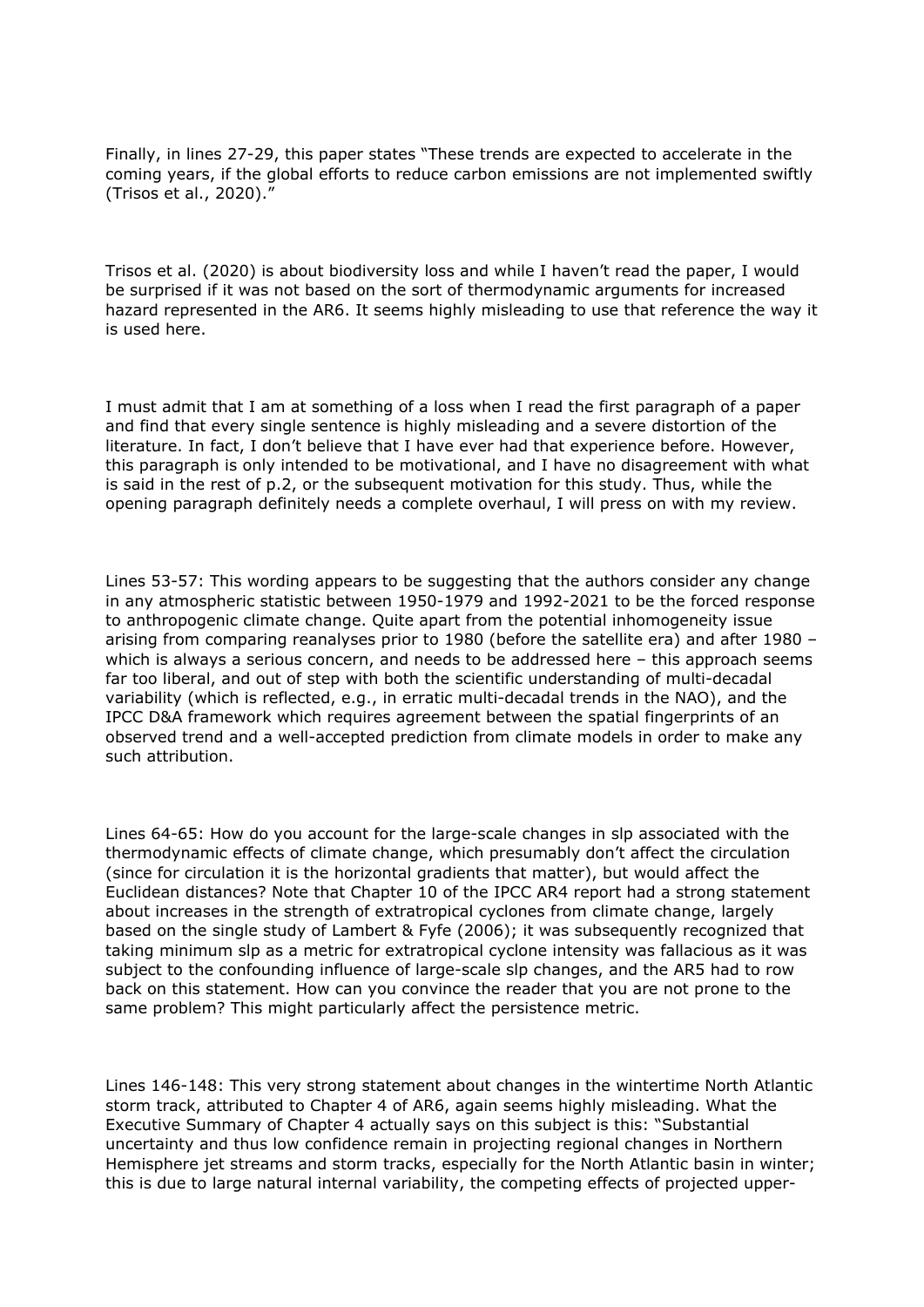Finally, in lines 27-29, this paper states "These trends are expected to accelerate in the coming years, if the global efforts to reduce carbon emissions are not implemented swiftly (Trisos et al., 2020)."

Trisos et al. (2020) is about biodiversity loss and while I haven't read the paper, I would be surprised if it was not based on the sort of thermodynamic arguments for increased hazard represented in the AR6. It seems highly misleading to use that reference the way it is used here.

I must admit that I am at something of a loss when I read the first paragraph of a paper and find that every single sentence is highly misleading and a severe distortion of the literature. In fact, I don't believe that I have ever had that experience before. However, this paragraph is only intended to be motivational, and I have no disagreement with what is said in the rest of p.2, or the subsequent motivation for this study. Thus, while the opening paragraph definitely needs a complete overhaul, I will press on with my review.

Lines 53-57: This wording appears to be suggesting that the authors consider any change in any atmospheric statistic between 1950-1979 and 1992-2021 to be the forced response to anthropogenic climate change. Quite apart from the potential inhomogeneity issue arising from comparing reanalyses prior to 1980 (before the satellite era) and after 1980 – which is always a serious concern, and needs to be addressed here – this approach seems far too liberal, and out of step with both the scientific understanding of multi-decadal variability (which is reflected, e.g., in erratic multi-decadal trends in the NAO), and the IPCC D&A framework which requires agreement between the spatial fingerprints of an observed trend and a well-accepted prediction from climate models in order to make any such attribution.

Lines 64-65: How do you account for the large-scale changes in slp associated with the thermodynamic effects of climate change, which presumably don't affect the circulation (since for circulation it is the horizontal gradients that matter), but would affect the Euclidean distances? Note that Chapter 10 of the IPCC AR4 report had a strong statement about increases in the strength of extratropical cyclones from climate change, largely based on the single study of Lambert & Fyfe (2006); it was subsequently recognized that taking minimum slp as a metric for extratropical cyclone intensity was fallacious as it was subject to the confounding influence of large-scale slp changes, and the AR5 had to row back on this statement. How can you convince the reader that you are not prone to the same problem? This might particularly affect the persistence metric.

Lines 146-148: This very strong statement about changes in the wintertime North Atlantic storm track, attributed to Chapter 4 of AR6, again seems highly misleading. What the Executive Summary of Chapter 4 actually says on this subject is this: "Substantial uncertainty and thus low confidence remain in projecting regional changes in Northern Hemisphere jet streams and storm tracks, especially for the North Atlantic basin in winter; this is due to large natural internal variability, the competing effects of projected upper-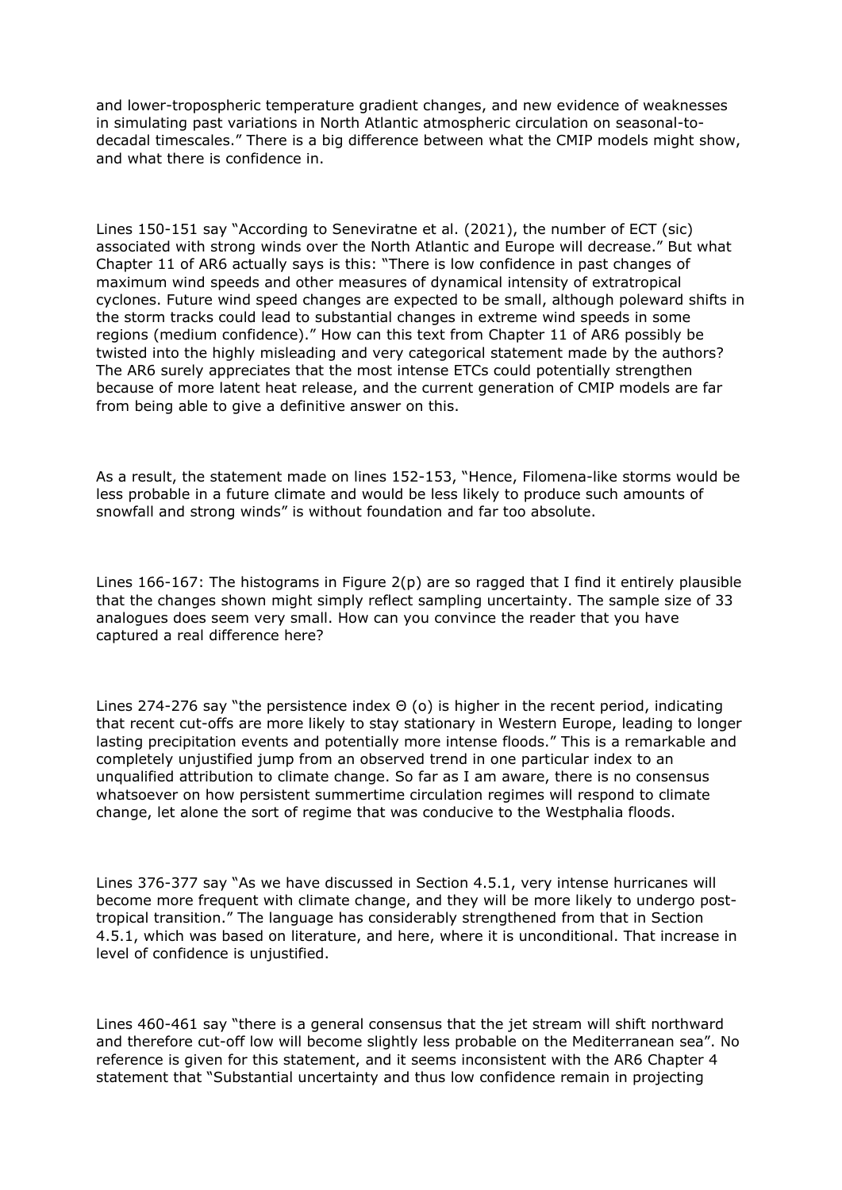and lower-tropospheric temperature gradient changes, and new evidence of weaknesses in simulating past variations in North Atlantic atmospheric circulation on seasonal-to-decadal timescales." There is a big difference between what the CMIP models might show, and what there is confidence in.

Lines 150-151 say "According to Seneviratne et al. (2021), the number of ECT (sic) associated with strong winds over the North Atlantic and Europe will decrease." But what Chapter 11 of AR6 actually says is this: "There is low confidence in past changes of maximum wind speeds and other measures of dynamical intensity of extratropical cyclones. Future wind speed changes are expected to be small, although poleward shifts in the storm tracks could lead to substantial changes in extreme wind speeds in some regions (medium confidence)." How can this text from Chapter 11 of AR6 possibly be twisted into the highly misleading and very categorical statement made by the authors? The AR6 surely appreciates that the most intense ETCs could potentially strengthen because of more latent heat release, and the current generation of CMIP models are far from being able to give a definitive answer on this.

As a result, the statement made on lines 152-153, "Hence, Filomena-like storms would be less probable in a future climate and would be less likely to produce such amounts of snowfall and strong winds" is without foundation and far too absolute.

Lines 166-167: The histograms in Figure 2(p) are so ragged that I find it entirely plausible that the changes shown might simply reflect sampling uncertainty. The sample size of 33 analogues does seem very small. How can you convince the reader that you have captured a real difference here?

Lines 274-276 say "the persistence index Θ (o) is higher in the recent period, indicating that recent cut-offs are more likely to stay stationary in Western Europe, leading to longer lasting precipitation events and potentially more intense floods." This is a remarkable and completely unjustified jump from an observed trend in one particular index to an unqualified attribution to climate change. So far as I am aware, there is no consensus whatsoever on how persistent summertime circulation regimes will respond to climate change, let alone the sort of regime that was conducive to the Westphalia floods.

Lines 376-377 say "As we have discussed in Section 4.5.1, very intense hurricanes will become more frequent with climate change, and they will be more likely to undergo post-tropical transition." The language has considerably strengthened from that in Section 4.5.1, which was based on literature, and here, where it is unconditional. That increase in level of confidence is unjustified.

Lines 460-461 say "there is a general consensus that the jet stream will shift northward and therefore cut-off low will become slightly less probable on the Mediterranean sea". No reference is given for this statement, and it seems inconsistent with the AR6 Chapter 4 statement that "Substantial uncertainty and thus low confidence remain in projecting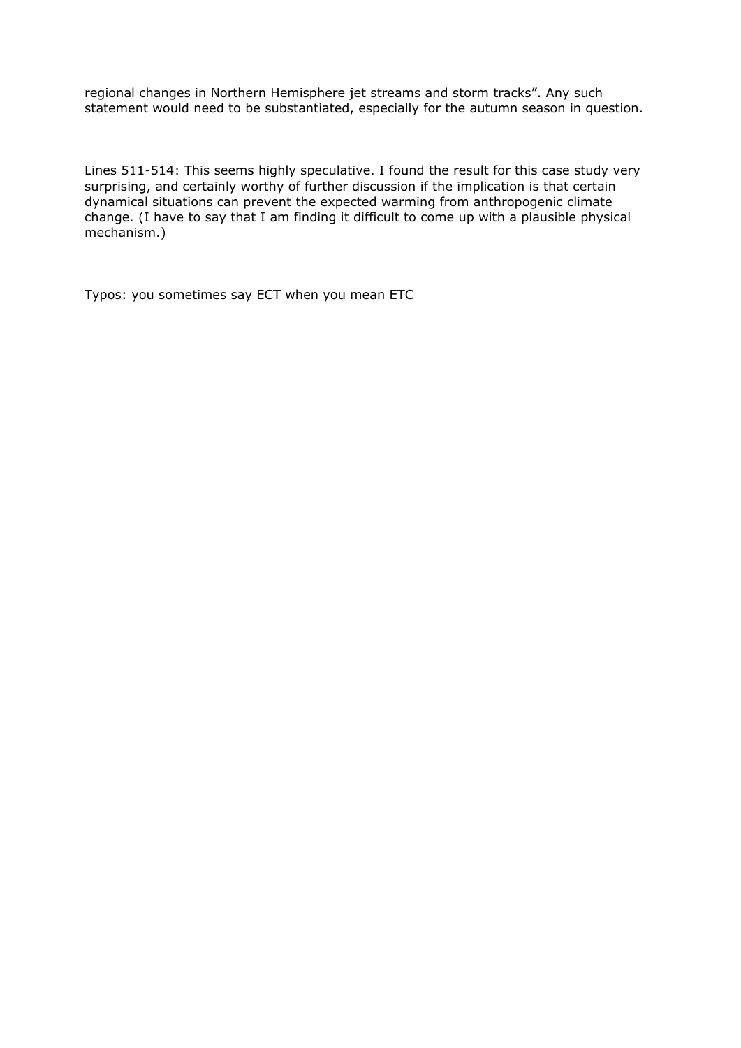regional changes in Northern Hemisphere jet streams and storm tracks". Any such statement would need to be substantiated, especially for the autumn season in question.

Lines 511-514: This seems highly speculative. I found the result for this case study very surprising, and certainly worthy of further discussion if the implication is that certain dynamical situations can prevent the expected warming from anthropogenic climate change. (I have to say that I am finding it difficult to come up with a plausible physical mechanism.)

Typos: you sometimes say ECT when you mean ETC